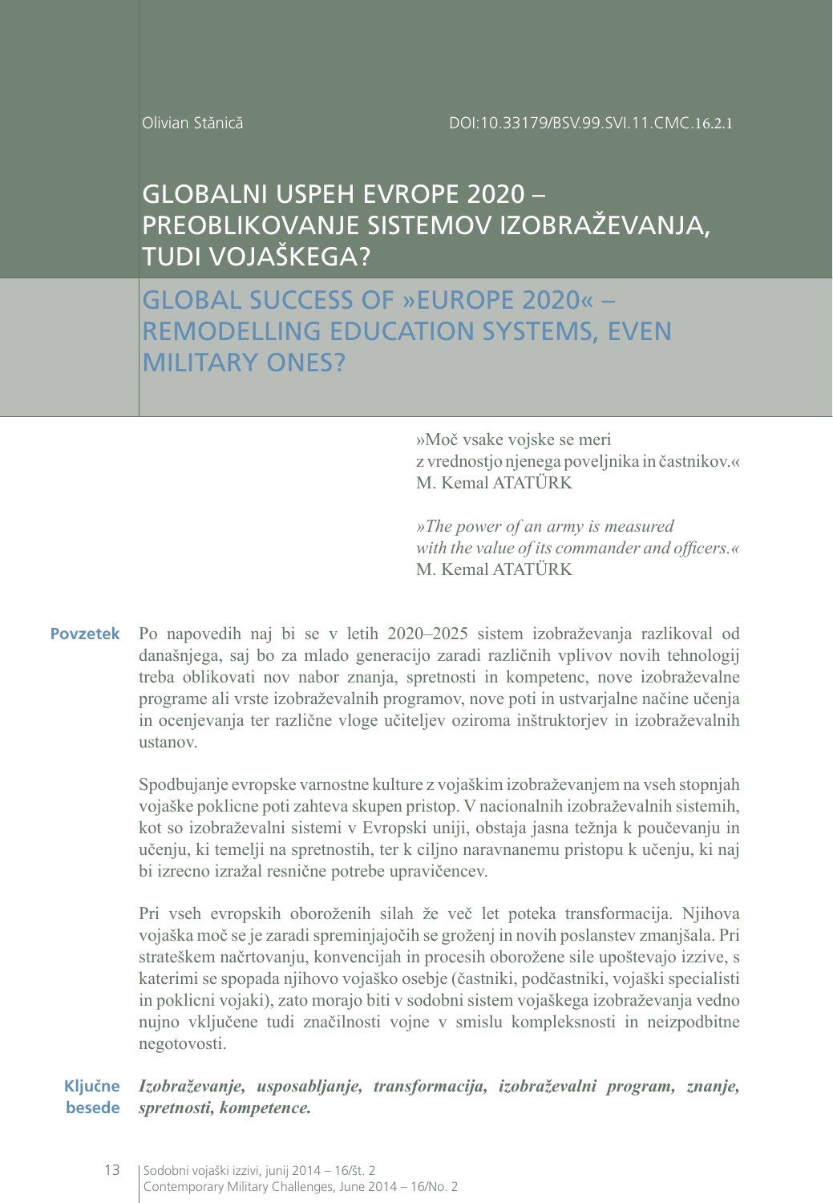Olivian Stănică

DOI:10.33179/BSV.99.SVI.11.CMC.16.2.1

# GLOBALNI USPEH EVROPE 2020 – PREOBLIKOVANJE SISTEMOV IZOBRAŽEVANJA, TUDI VOJAŠKEGA?

# GLOBAL SUCCESS OF »EUROPE 2020« – REMODELLING EDUCATION SYSTEMS, EVEN MILITARY ONES?

»Moč vsake vojske se meri
z vrednostjo njenega poveljnika in častnikov.«
M. Kemal ATATÜRK

*»The power of an army is measured*
*with the value of its commander and officers.«*
M. Kemal ATATÜRK

**Povzetek** Po napovedih naj bi se v letih 2020–2025 sistem izobraževanja razlikoval od današnjega, saj bo za mlado generacijo zaradi različnih vplivov novih tehnologij treba oblikovati nov nabor znanja, spretnosti in kompetenc, nove izobraževalne programe ali vrste izobraževalnih programov, nove poti in ustvarjalne načine učenja in ocenjevanja ter različne vloge učiteljev oziroma inštruktorjev in izobraževalnih ustanov.

Spodbujanje evropske varnostne kulture z vojaškim izobraževanjem na vseh stopnjah vojaške poklicne poti zahteva skupen pristop. V nacionalnih izobraževalnih sistemih, kot so izobraževalni sistemi v Evropski uniji, obstaja jasna težnja k poučevanju in učenju, ki temelji na spretnostih, ter k ciljno naravnanemu pristopu k učenju, ki naj bi izrecno izražal resnične potrebe upravičencev.

Pri vseh evropskih oboroženih silah že več let poteka transformacija. Njihova vojaška moč se je zaradi spreminjajočih se groženj in novih poslanstev zmanjšala. Pri strateškem načrtovanju, konvencijah in procesih oborožene sile upoštevajo izzive, s katerimi se spopada njihovo vojaško osebje (častniki, podčastniki, vojaški specialisti in poklicni vojaki), zato morajo biti v sodobni sistem vojaškega izobraževanja vedno nujno vključene tudi značilnosti vojne v smislu kompleksnosti in neizpodbitne negotovosti.

**Ključne besede** ***Izobraževanje, usposabljanje, transformacija, izobraževalni program, znanje, spretnosti, kompetence.***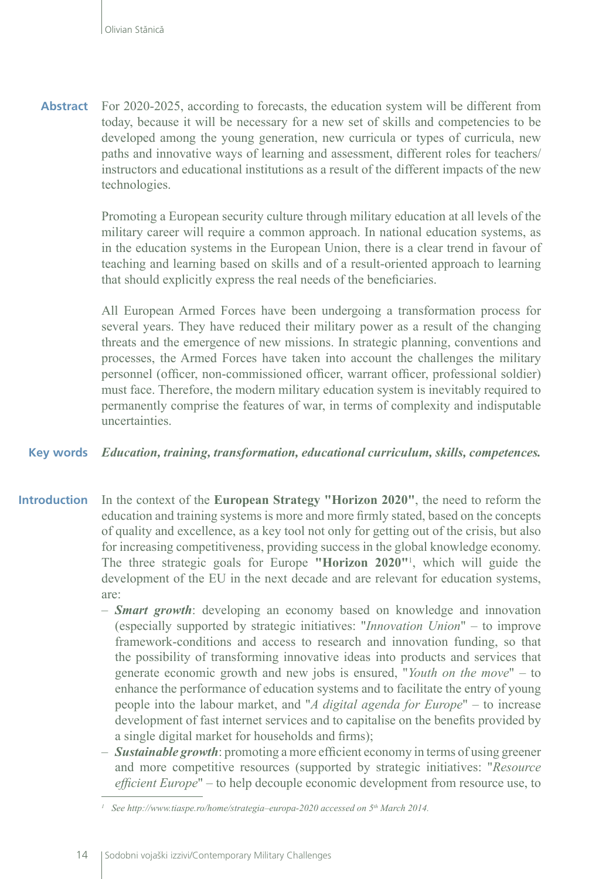**Abstract** For 2020-2025, according to forecasts, the education system will be different from today, because it will be necessary for a new set of skills and competencies to be developed among the young generation, new curricula or types of curricula, new paths and innovative ways of learning and assessment, different roles for teachers/instructors and educational institutions as a result of the different impacts of the new technologies.

Promoting a European security culture through military education at all levels of the military career will require a common approach. In national education systems, as in the education systems in the European Union, there is a clear trend in favour of teaching and learning based on skills and of a result-oriented approach to learning that should explicitly express the real needs of the beneficiaries.

All European Armed Forces have been undergoing a transformation process for several years. They have reduced their military power as a result of the changing threats and the emergence of new missions. In strategic planning, conventions and processes, the Armed Forces have taken into account the challenges the military personnel (officer, non-commissioned officer, warrant officer, professional soldier) must face. Therefore, the modern military education system is inevitably required to permanently comprise the features of war, in terms of complexity and indisputable uncertainties.

**Key words** ***Education, training, transformation, educational curriculum, skills, competences.***

## Introduction

In the context of the **European Strategy "Horizon 2020"**, the need to reform the education and training systems is more and more firmly stated, based on the concepts of quality and excellence, as a key tool not only for getting out of the crisis, but also for increasing competitiveness, providing success in the global knowledge economy. The three strategic goals for Europe **"Horizon 2020"**[1], which will guide the development of the EU in the next decade and are relevant for education systems, are:

- ***Smart growth***: developing an economy based on knowledge and innovation (especially supported by strategic initiatives: "*Innovation Union*" – to improve framework-conditions and access to research and innovation funding, so that the possibility of transforming innovative ideas into products and services that generate economic growth and new jobs is ensured, "*Youth on the move*" – to enhance the performance of education systems and to facilitate the entry of young people into the labour market, and "*A digital agenda for Europe*" – to increase development of fast internet services and to capitalise on the benefits provided by a single digital market for households and firms);
- ***Sustainable growth***: promoting a more efficient economy in terms of using greener and more competitive resources (supported by strategic initiatives: "*Resource efficient Europe*" – to help decouple economic development from resource use, to

[1] *See http://www.tiaspe.ro/home/strategia–europa-2020 accessed on 5th March 2014.*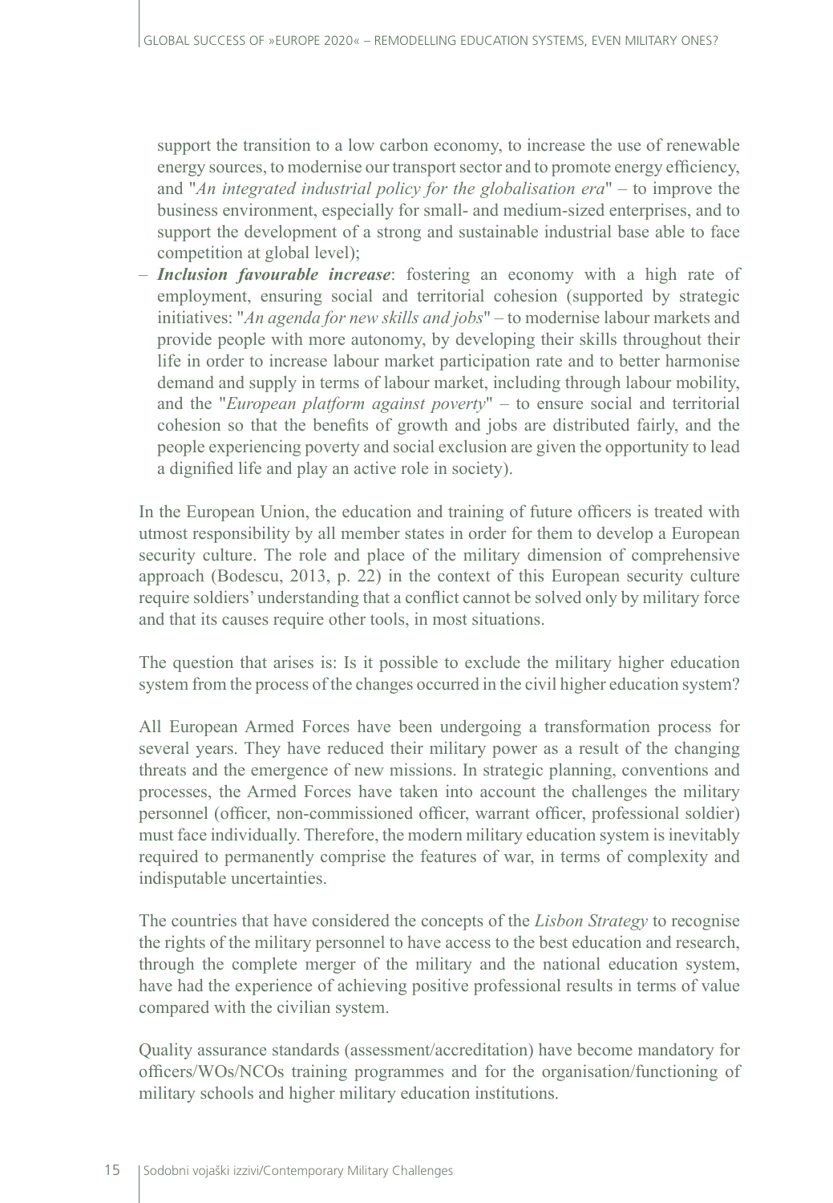support the transition to a low carbon economy, to increase the use of renewable energy sources, to modernise our transport sector and to promote energy efficiency, and "*An integrated industrial policy for the globalisation era*" – to improve the business environment, especially for small- and medium-sized enterprises, and to support the development of a strong and sustainable industrial base able to face competition at global level);

– ***Inclusion favourable increase***: fostering an economy with a high rate of employment, ensuring social and territorial cohesion (supported by strategic initiatives: "*An agenda for new skills and jobs*" – to modernise labour markets and provide people with more autonomy, by developing their skills throughout their life in order to increase labour market participation rate and to better harmonise demand and supply in terms of labour market, including through labour mobility, and the "*European platform against poverty*" – to ensure social and territorial cohesion so that the benefits of growth and jobs are distributed fairly, and the people experiencing poverty and social exclusion are given the opportunity to lead a dignified life and play an active role in society).

In the European Union, the education and training of future officers is treated with utmost responsibility by all member states in order for them to develop a European security culture. The role and place of the military dimension of comprehensive approach (Bodescu, 2013, p. 22) in the context of this European security culture require soldiers' understanding that a conflict cannot be solved only by military force and that its causes require other tools, in most situations.

The question that arises is: Is it possible to exclude the military higher education system from the process of the changes occurred in the civil higher education system?

All European Armed Forces have been undergoing a transformation process for several years. They have reduced their military power as a result of the changing threats and the emergence of new missions. In strategic planning, conventions and processes, the Armed Forces have taken into account the challenges the military personnel (officer, non-commissioned officer, warrant officer, professional soldier) must face individually. Therefore, the modern military education system is inevitably required to permanently comprise the features of war, in terms of complexity and indisputable uncertainties.

The countries that have considered the concepts of the *Lisbon Strategy* to recognise the rights of the military personnel to have access to the best education and research, through the complete merger of the military and the national education system, have had the experience of achieving positive professional results in terms of value compared with the civilian system.

Quality assurance standards (assessment/accreditation) have become mandatory for officers/WOs/NCOs training programmes and for the organisation/functioning of military schools and higher military education institutions.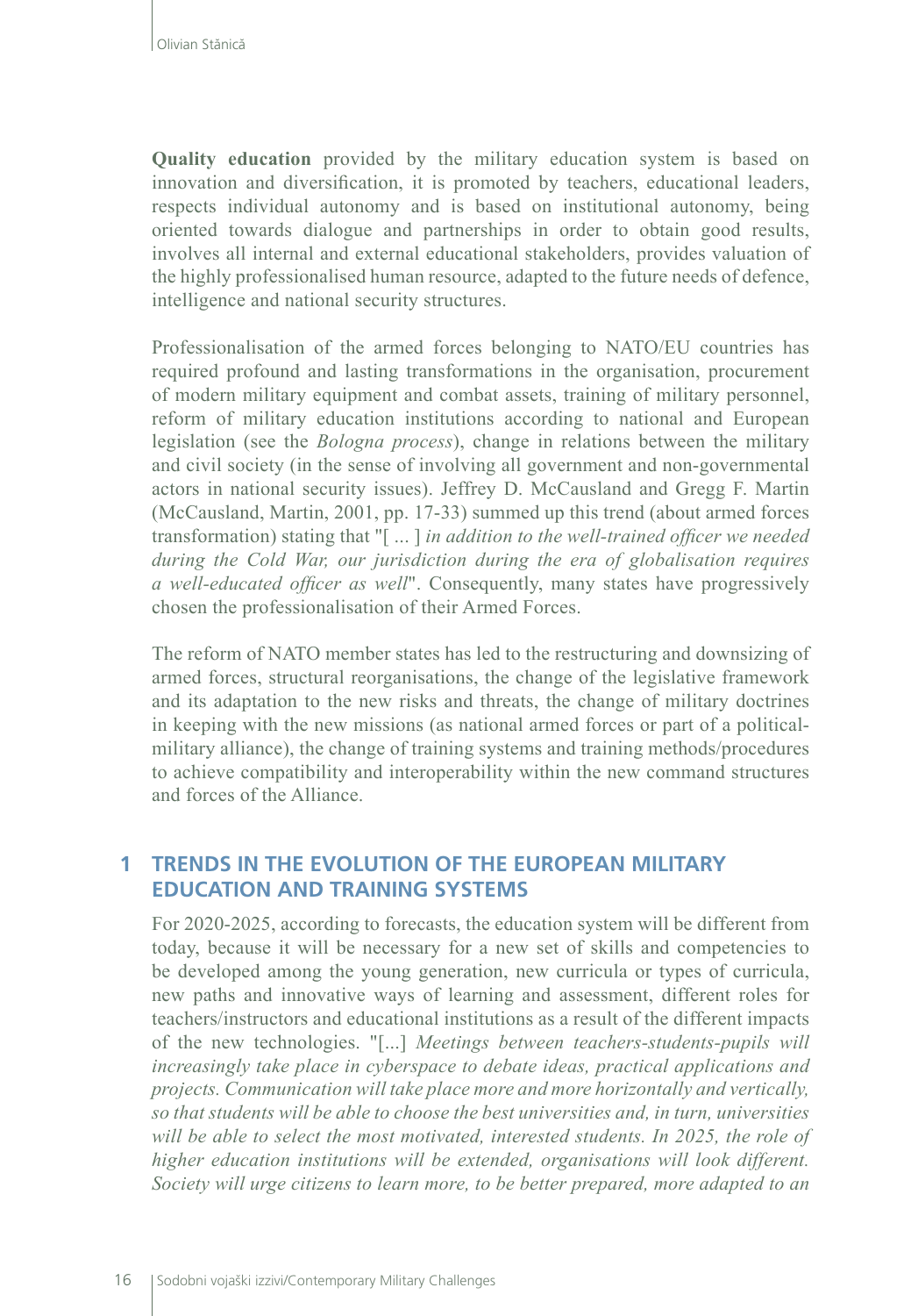**Quality education** provided by the military education system is based on innovation and diversification, it is promoted by teachers, educational leaders, respects individual autonomy and is based on institutional autonomy, being oriented towards dialogue and partnerships in order to obtain good results, involves all internal and external educational stakeholders, provides valuation of the highly professionalised human resource, adapted to the future needs of defence, intelligence and national security structures.

Professionalisation of the armed forces belonging to NATO/EU countries has required profound and lasting transformations in the organisation, procurement of modern military equipment and combat assets, training of military personnel, reform of military education institutions according to national and European legislation (see the *Bologna process*), change in relations between the military and civil society (in the sense of involving all government and non-governmental actors in national security issues). Jeffrey D. McCausland and Gregg F. Martin (McCausland, Martin, 2001, pp. 17-33) summed up this trend (about armed forces transformation) stating that "[ ... ] *in addition to the well-trained officer we needed during the Cold War, our jurisdiction during the era of globalisation requires a well-educated officer as well*". Consequently, many states have progressively chosen the professionalisation of their Armed Forces.

The reform of NATO member states has led to the restructuring and downsizing of armed forces, structural reorganisations, the change of the legislative framework and its adaptation to the new risks and threats, the change of military doctrines in keeping with the new missions (as national armed forces or part of a political-military alliance), the change of training systems and training methods/procedures to achieve compatibility and interoperability within the new command structures and forces of the Alliance.

## 1 TRENDS IN THE EVOLUTION OF THE EUROPEAN MILITARY EDUCATION AND TRAINING SYSTEMS

For 2020-2025, according to forecasts, the education system will be different from today, because it will be necessary for a new set of skills and competencies to be developed among the young generation, new curricula or types of curricula, new paths and innovative ways of learning and assessment, different roles for teachers/instructors and educational institutions as a result of the different impacts of the new technologies. "[...] *Meetings between teachers-students-pupils will increasingly take place in cyberspace to debate ideas, practical applications and projects. Communication will take place more and more horizontally and vertically, so that students will be able to choose the best universities and, in turn, universities will be able to select the most motivated, interested students. In 2025, the role of higher education institutions will be extended, organisations will look different. Society will urge citizens to learn more, to be better prepared, more adapted to an*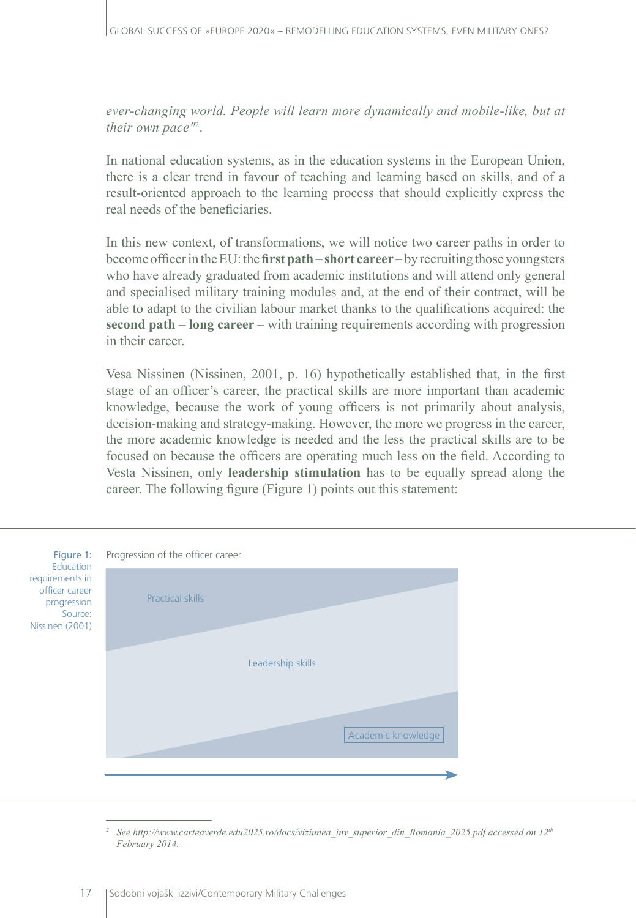*ever-changing world. People will learn more dynamically and mobile-like, but at their own pace"*[2].

In national education systems, as in the education systems in the European Union, there is a clear trend in favour of teaching and learning based on skills, and of a result-oriented approach to the learning process that should explicitly express the real needs of the beneficiaries.

In this new context, of transformations, we will notice two career paths in order to become officer in the EU: the **first path** – **short career** – by recruiting those youngsters who have already graduated from academic institutions and will attend only general and specialised military training modules and, at the end of their contract, will be able to adapt to the civilian labour market thanks to the qualifications acquired: the **second path** – **long career** – with training requirements according with progression in their career.

Vesa Nissinen (Nissinen, 2001, p. 16) hypothetically established that, in the first stage of an officer's career, the practical skills are more important than academic knowledge, because the work of young officers is not primarily about analysis, decision-making and strategy-making. However, the more we progress in the career, the more academic knowledge is needed and the less the practical skills are to be focused on because the officers are operating much less on the field. According to Vesta Nissinen, only **leadership stimulation** has to be equally spread along the career. The following figure (Figure 1) points out this statement:

Figure 1: Education requirements in officer career progression Source: Nissinen (2001)

Progression of the officer career

Practical skills

Leadership skills

Academic knowledge

[2] *See http://www.carteaverde.edu2025.ro/docs/viziunea_inv_superior_din_Romania_2025.pdf accessed on 12th February 2014.*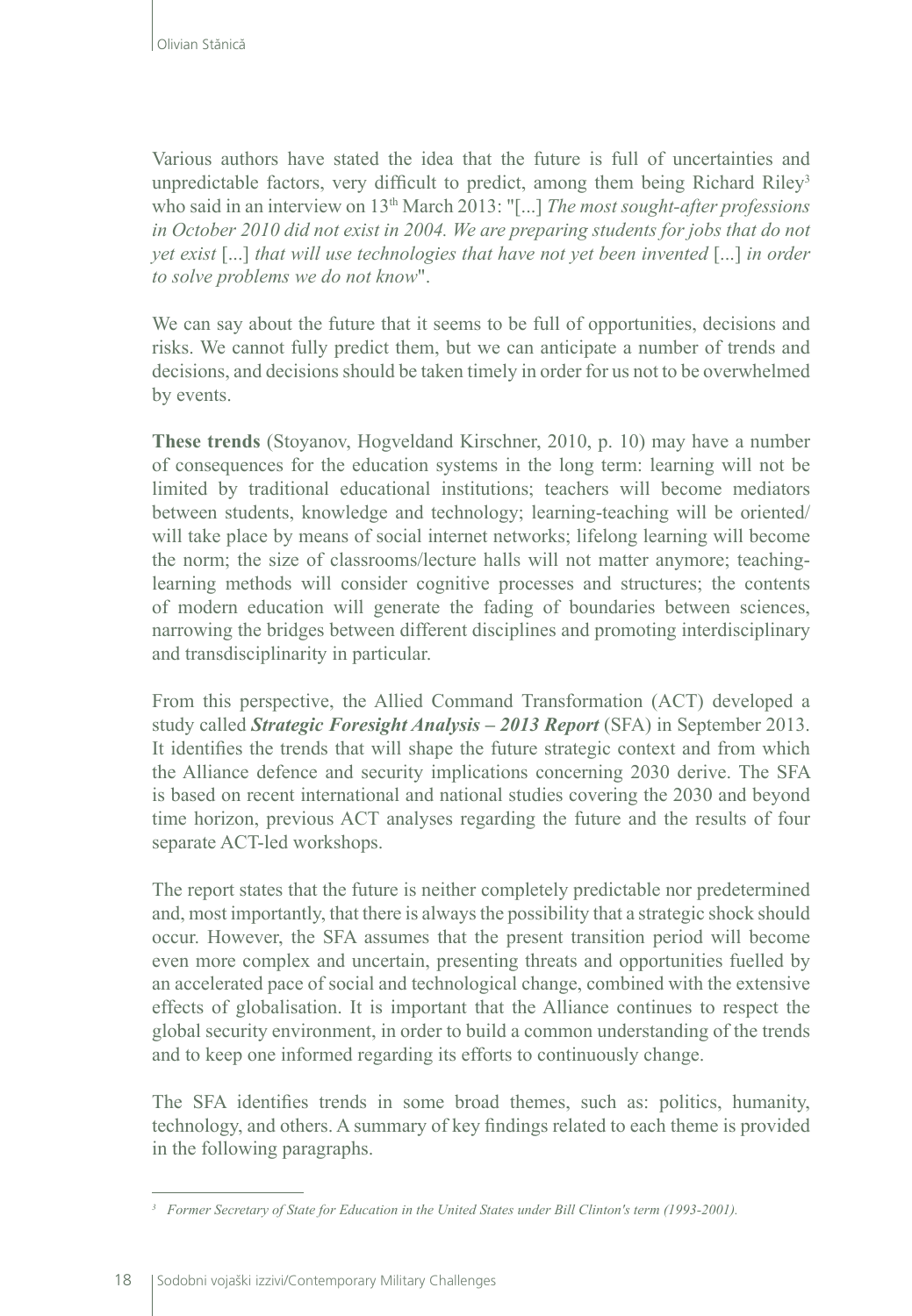Various authors have stated the idea that the future is full of uncertainties and unpredictable factors, very difficult to predict, among them being Richard Riley[3] who said in an interview on 13th March 2013: "[...] *The most sought-after professions in October 2010 did not exist in 2004. We are preparing students for jobs that do not yet exist* [...] *that will use technologies that have not yet been invented* [...] *in order to solve problems we do not know*".

We can say about the future that it seems to be full of opportunities, decisions and risks. We cannot fully predict them, but we can anticipate a number of trends and decisions, and decisions should be taken timely in order for us not to be overwhelmed by events.

**These trends** (Stoyanov, Hogveldand Kirschner, 2010, p. 10) may have a number of consequences for the education systems in the long term: learning will not be limited by traditional educational institutions; teachers will become mediators between students, knowledge and technology; learning-teaching will be oriented/ will take place by means of social internet networks; lifelong learning will become the norm; the size of classrooms/lecture halls will not matter anymore; teaching-learning methods will consider cognitive processes and structures; the contents of modern education will generate the fading of boundaries between sciences, narrowing the bridges between different disciplines and promoting interdisciplinary and transdisciplinarity in particular.

From this perspective, the Allied Command Transformation (ACT) developed a study called ***Strategic Foresight Analysis – 2013 Report*** (SFA) in September 2013. It identifies the trends that will shape the future strategic context and from which the Alliance defence and security implications concerning 2030 derive. The SFA is based on recent international and national studies covering the 2030 and beyond time horizon, previous ACT analyses regarding the future and the results of four separate ACT-led workshops.

The report states that the future is neither completely predictable nor predetermined and, most importantly, that there is always the possibility that a strategic shock should occur. However, the SFA assumes that the present transition period will become even more complex and uncertain, presenting threats and opportunities fuelled by an accelerated pace of social and technological change, combined with the extensive effects of globalisation. It is important that the Alliance continues to respect the global security environment, in order to build a common understanding of the trends and to keep one informed regarding its efforts to continuously change.

The SFA identifies trends in some broad themes, such as: politics, humanity, technology, and others. A summary of key findings related to each theme is provided in the following paragraphs.

---

[3] *Former Secretary of State for Education in the United States under Bill Clinton's term (1993-2001).*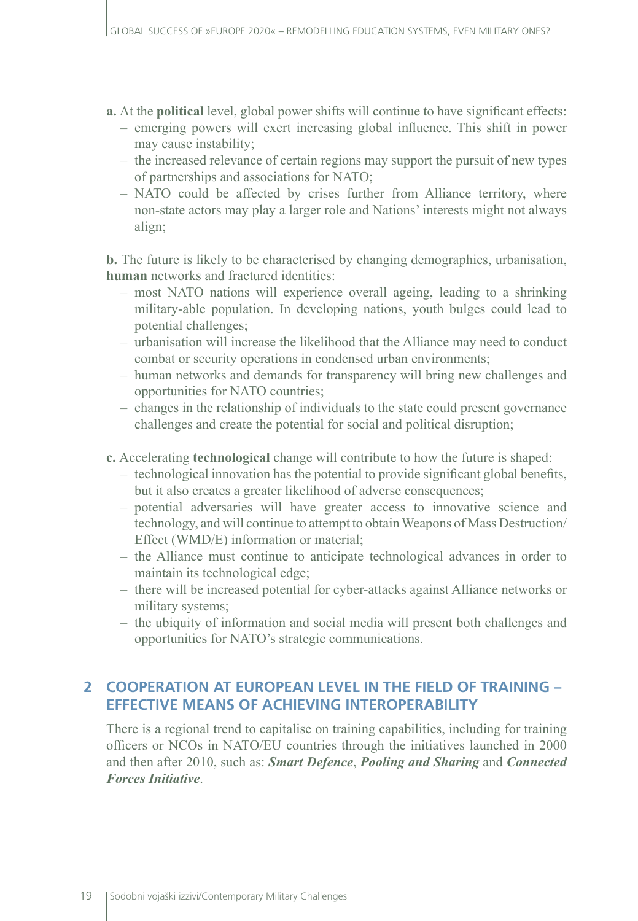**a.** At the **political** level, global power shifts will continue to have significant effects:
- emerging powers will exert increasing global influence. This shift in power may cause instability;
- the increased relevance of certain regions may support the pursuit of new types of partnerships and associations for NATO;
- NATO could be affected by crises further from Alliance territory, where non-state actors may play a larger role and Nations' interests might not always align;

**b.** The future is likely to be characterised by changing demographics, urbanisation, **human** networks and fractured identities:
- most NATO nations will experience overall ageing, leading to a shrinking military-able population. In developing nations, youth bulges could lead to potential challenges;
- urbanisation will increase the likelihood that the Alliance may need to conduct combat or security operations in condensed urban environments;
- human networks and demands for transparency will bring new challenges and opportunities for NATO countries;
- changes in the relationship of individuals to the state could present governance challenges and create the potential for social and political disruption;

**c.** Accelerating **technological** change will contribute to how the future is shaped:
- technological innovation has the potential to provide significant global benefits, but it also creates a greater likelihood of adverse consequences;
- potential adversaries will have greater access to innovative science and technology, and will continue to attempt to obtain Weapons of Mass Destruction/ Effect (WMD/E) information or material;
- the Alliance must continue to anticipate technological advances in order to maintain its technological edge;
- there will be increased potential for cyber-attacks against Alliance networks or military systems;
- the ubiquity of information and social media will present both challenges and opportunities for NATO's strategic communications.

## 2 COOPERATION AT EUROPEAN LEVEL IN THE FIELD OF TRAINING – EFFECTIVE MEANS OF ACHIEVING INTEROPERABILITY

There is a regional trend to capitalise on training capabilities, including for training officers or NCOs in NATO/EU countries through the initiatives launched in 2000 and then after 2010, such as: ***Smart Defence***, ***Pooling and Sharing*** and ***Connected Forces Initiative***.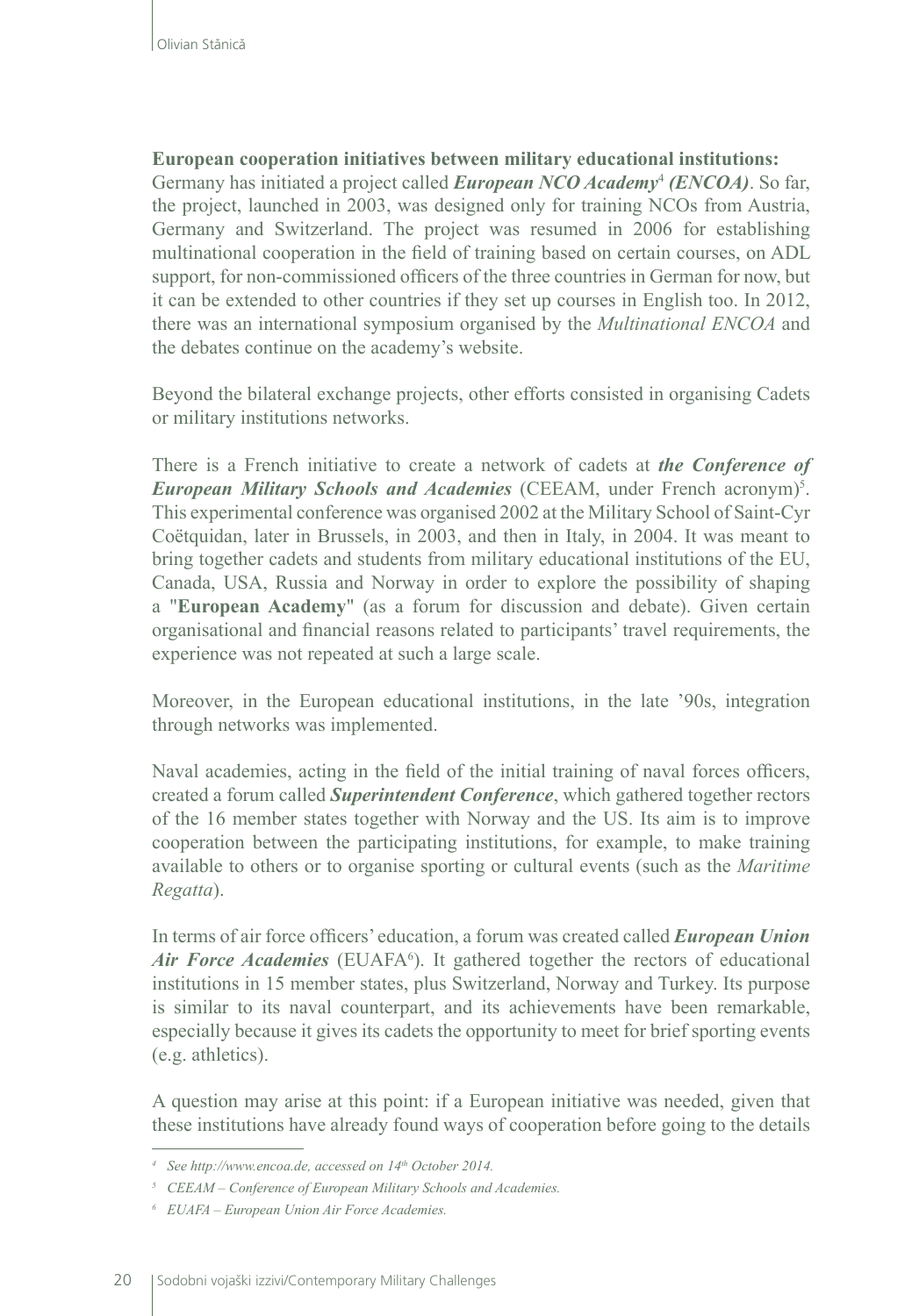**European cooperation initiatives between military educational institutions:**
Germany has initiated a project called ***European NCO Academy***[4] ***(ENCOA)***. So far, the project, launched in 2003, was designed only for training NCOs from Austria, Germany and Switzerland. The project was resumed in 2006 for establishing multinational cooperation in the field of training based on certain courses, on ADL support, for non-commissioned officers of the three countries in German for now, but it can be extended to other countries if they set up courses in English too. In 2012, there was an international symposium organised by the *Multinational ENCOA* and the debates continue on the academy's website.

Beyond the bilateral exchange projects, other efforts consisted in organising Cadets or military institutions networks.

There is a French initiative to create a network of cadets at ***the Conference of European Military Schools and Academies*** (CEEAM, under French acronym)[5]. This experimental conference was organised 2002 at the Military School of Saint-Cyr Coëtquidan, later in Brussels, in 2003, and then in Italy, in 2004. It was meant to bring together cadets and students from military educational institutions of the EU, Canada, USA, Russia and Norway in order to explore the possibility of shaping a "**European Academy**" (as a forum for discussion and debate). Given certain organisational and financial reasons related to participants' travel requirements, the experience was not repeated at such a large scale.

Moreover, in the European educational institutions, in the late '90s, integration through networks was implemented.

Naval academies, acting in the field of the initial training of naval forces officers, created a forum called ***Superintendent Conference***, which gathered together rectors of the 16 member states together with Norway and the US. Its aim is to improve cooperation between the participating institutions, for example, to make training available to others or to organise sporting or cultural events (such as the *Maritime Regatta*).

In terms of air force officers' education, a forum was created called ***European Union Air Force Academies*** (EUAFA[6]). It gathered together the rectors of educational institutions in 15 member states, plus Switzerland, Norway and Turkey. Its purpose is similar to its naval counterpart, and its achievements have been remarkable, especially because it gives its cadets the opportunity to meet for brief sporting events (e.g. athletics).

A question may arise at this point: if a European initiative was needed, given that these institutions have already found ways of cooperation before going to the details

---

[4] *See http://www.encoa.de, accessed on 14th October 2014.*

[5] *CEEAM – Conference of European Military Schools and Academies.*

[6] *EUAFA – European Union Air Force Academies.*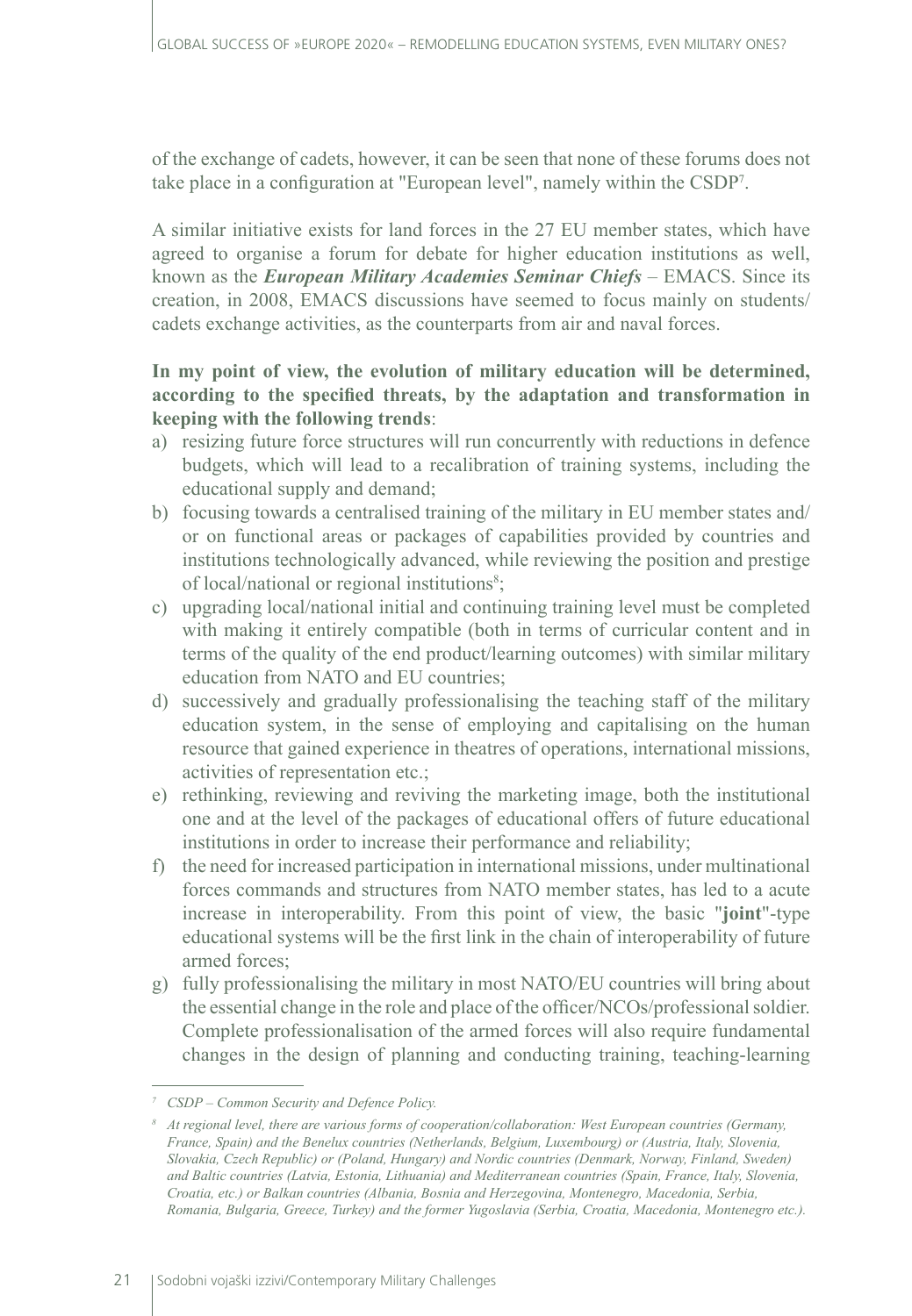of the exchange of cadets, however, it can be seen that none of these forums does not take place in a configuration at "European level", namely within the CSDP[7].

A similar initiative exists for land forces in the 27 EU member states, which have agreed to organise a forum for debate for higher education institutions as well, known as the ***European Military Academies Seminar Chiefs*** – EMACS. Since its creation, in 2008, EMACS discussions have seemed to focus mainly on students/cadets exchange activities, as the counterparts from air and naval forces.

**In my point of view, the evolution of military education will be determined, according to the specified threats, by the adaptation and transformation in keeping with the following trends**:

a) resizing future force structures will run concurrently with reductions in defence budgets, which will lead to a recalibration of training systems, including the educational supply and demand;
b) focusing towards a centralised training of the military in EU member states and/or on functional areas or packages of capabilities provided by countries and institutions technologically advanced, while reviewing the position and prestige of local/national or regional institutions[8];
c) upgrading local/national initial and continuing training level must be completed with making it entirely compatible (both in terms of curricular content and in terms of the quality of the end product/learning outcomes) with similar military education from NATO and EU countries;
d) successively and gradually professionalising the teaching staff of the military education system, in the sense of employing and capitalising on the human resource that gained experience in theatres of operations, international missions, activities of representation etc.;
e) rethinking, reviewing and reviving the marketing image, both the institutional one and at the level of the packages of educational offers of future educational institutions in order to increase their performance and reliability;
f) the need for increased participation in international missions, under multinational forces commands and structures from NATO member states, has led to a acute increase in interoperability. From this point of view, the basic "**joint**"-type educational systems will be the first link in the chain of interoperability of future armed forces;
g) fully professionalising the military in most NATO/EU countries will bring about the essential change in the role and place of the officer/NCOs/professional soldier. Complete professionalisation of the armed forces will also require fundamental changes in the design of planning and conducting training, teaching-learning

---

*[7] CSDP – Common Security and Defence Policy.*

*[8] At regional level, there are various forms of cooperation/collaboration: West European countries (Germany, France, Spain) and the Benelux countries (Netherlands, Belgium, Luxembourg) or (Austria, Italy, Slovenia, Slovakia, Czech Republic) or (Poland, Hungary) and Nordic countries (Denmark, Norway, Finland, Sweden) and Baltic countries (Latvia, Estonia, Lithuania) and Mediterranean countries (Spain, France, Italy, Slovenia, Croatia, etc.) or Balkan countries (Albania, Bosnia and Herzegovina, Montenegro, Macedonia, Serbia, Romania, Bulgaria, Greece, Turkey) and the former Yugoslavia (Serbia, Croatia, Macedonia, Montenegro etc.).*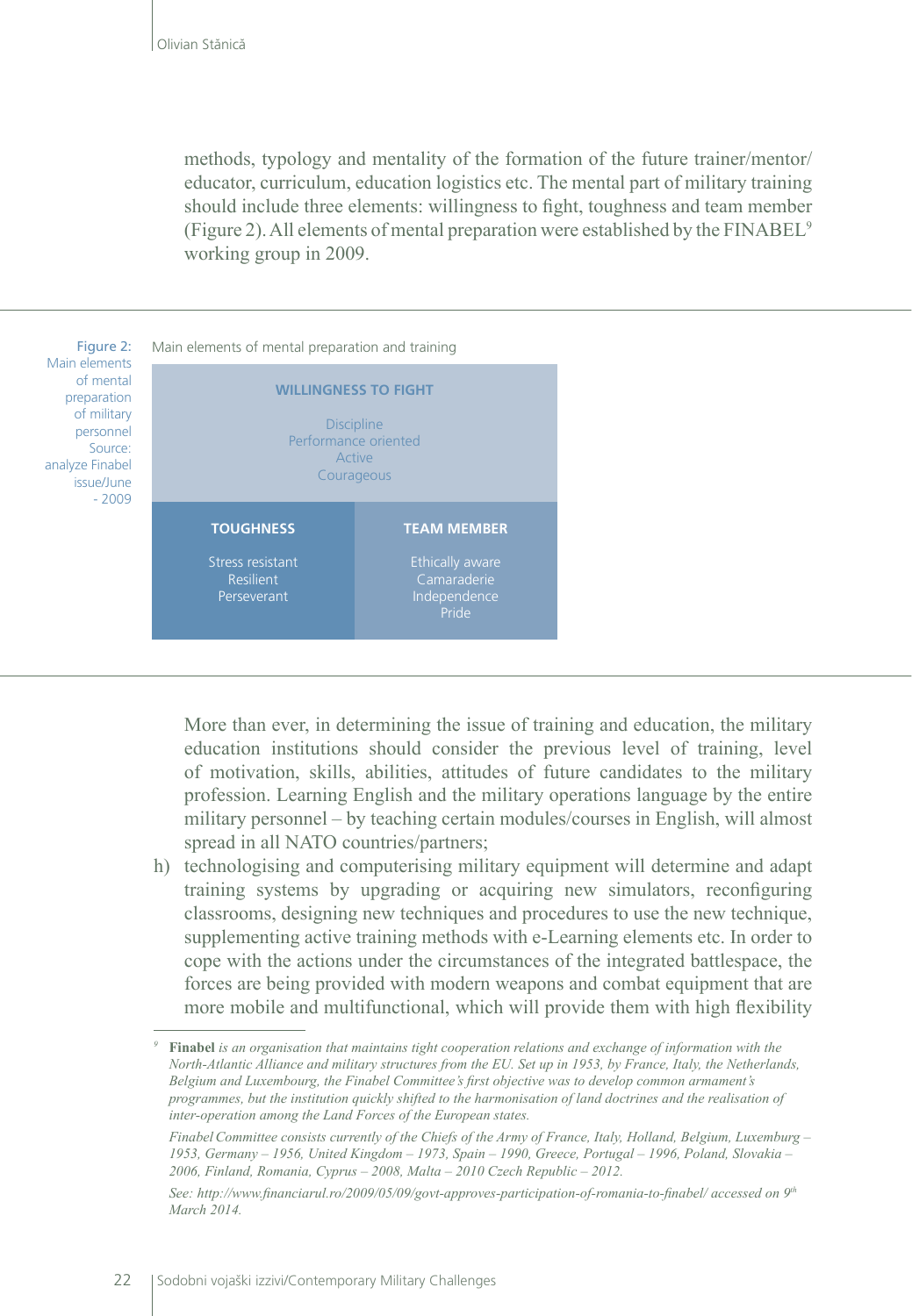methods, typology and mentality of the formation of the future trainer/mentor/educator, curriculum, education logistics etc. The mental part of military training should include three elements: willingness to fight, toughness and team member (Figure 2). All elements of mental preparation were established by the FINABEL[9] working group in 2009.

Figure 2: Main elements of mental preparation of military personnel
Source: analyze Finabel issue/June - 2009

Main elements of mental preparation and training

| WILLINGNESS TO FIGHT | |
|---|---|
| Discipline<br>Performance oriented<br>Active<br>Courageous | |
| **TOUGHNESS** | **TEAM MEMBER** |
| Stress resistant<br>Resilient<br>Perseverant | Ethically aware<br>Camaraderie<br>Independence<br>Pride |

More than ever, in determining the issue of training and education, the military education institutions should consider the previous level of training, level of motivation, skills, abilities, attitudes of future candidates to the military profession. Learning English and the military operations language by the entire military personnel – by teaching certain modules/courses in English, will almost spread in all NATO countries/partners;

h) technologising and computerising military equipment will determine and adapt training systems by upgrading or acquiring new simulators, reconfiguring classrooms, designing new techniques and procedures to use the new technique, supplementing active training methods with e-Learning elements etc. In order to cope with the actions under the circumstances of the integrated battlespace, the forces are being provided with modern weapons and combat equipment that are more mobile and multifunctional, which will provide them with high flexibility

---

[9] **Finabel** *is an organisation that maintains tight cooperation relations and exchange of information with the North-Atlantic Alliance and military structures from the EU. Set up in 1953, by France, Italy, the Netherlands, Belgium and Luxembourg, the Finabel Committee's first objective was to develop common armament's programmes, but the institution quickly shifted to the harmonisation of land doctrines and the realisation of inter-operation among the Land Forces of the European states.*

*Finabel Committee consists currently of the Chiefs of the Army of France, Italy, Holland, Belgium, Luxemburg – 1953, Germany – 1956, United Kingdom – 1973, Spain – 1990, Greece, Portugal – 1996, Poland, Slovakia – 2006, Finland, Romania, Cyprus – 2008, Malta – 2010 Czech Republic – 2012.*

*See: http://www.financiarul.ro/2009/05/09/govt-approves-participation-of-romania-to-finabel/ accessed on 9th March 2014.*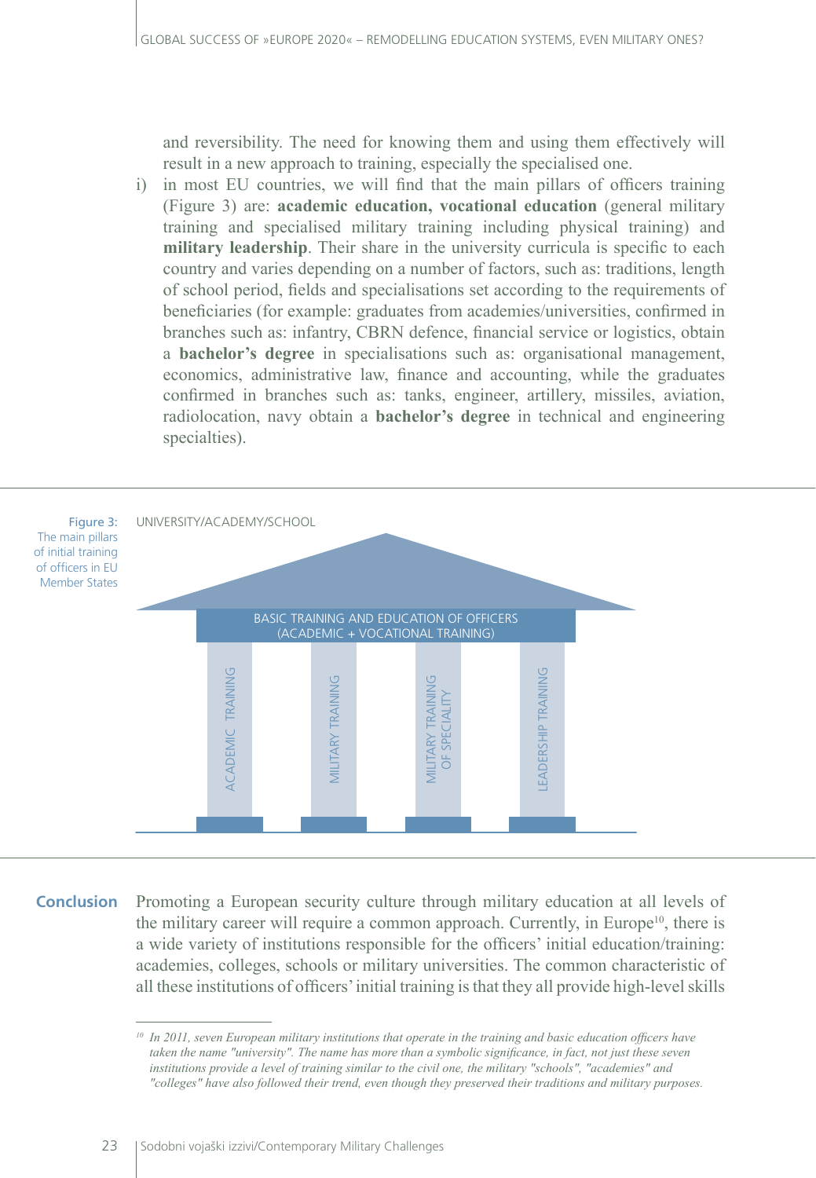and reversibility. The need for knowing them and using them effectively will result in a new approach to training, especially the specialised one.

i) in most EU countries, we will find that the main pillars of officers training (Figure 3) are: **academic education, vocational education** (general military training and specialised military training including physical training) and **military leadership**. Their share in the university curricula is specific to each country and varies depending on a number of factors, such as: traditions, length of school period, fields and specialisations set according to the requirements of beneficiaries (for example: graduates from academies/universities, confirmed in branches such as: infantry, CBRN defence, financial service or logistics, obtain a **bachelor's degree** in specialisations such as: organisational management, economics, administrative law, finance and accounting, while the graduates confirmed in branches such as: tanks, engineer, artillery, missiles, aviation, radiolocation, navy obtain a **bachelor's degree** in technical and engineering specialties).

Figure 3: The main pillars of initial training of officers in EU Member States

UNIVERSITY/ACADEMY/SCHOOL

BASIC TRAINING AND EDUCATION OF OFFICERS (ACADEMIC + VOCATIONAL TRAINING)

ACADEMIC TRAINING | MILITARY TRAINING | MILITARY TRAINING OF SPECIALITY | LEADERSHIP TRAINING

## Conclusion

Promoting a European security culture through military education at all levels of the military career will require a common approach. Currently, in Europe[10], there is a wide variety of institutions responsible for the officers' initial education/training: academies, colleges, schools or military universities. The common characteristic of all these institutions of officers' initial training is that they all provide high-level skills

[10] *In 2011, seven European military institutions that operate in the training and basic education officers have taken the name "university". The name has more than a symbolic significance, in fact, not just these seven institutions provide a level of training similar to the civil one, the military "schools", "academies" and "colleges" have also followed their trend, even though they preserved their traditions and military purposes.*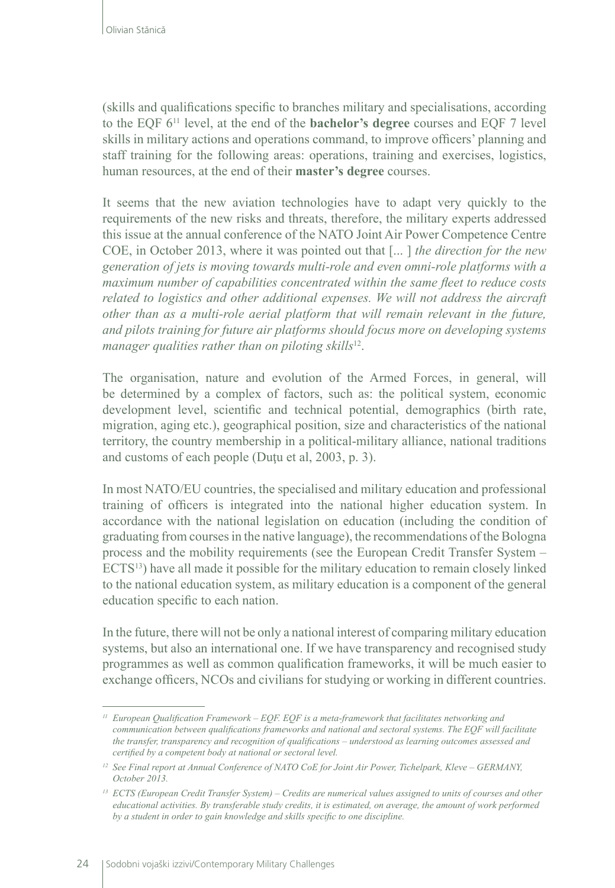(skills and qualifications specific to branches military and specialisations, according to the EQF 6[11] level, at the end of the **bachelor's degree** courses and EQF 7 level skills in military actions and operations command, to improve officers' planning and staff training for the following areas: operations, training and exercises, logistics, human resources, at the end of their **master's degree** courses.

It seems that the new aviation technologies have to adapt very quickly to the requirements of the new risks and threats, therefore, the military experts addressed this issue at the annual conference of the NATO Joint Air Power Competence Centre COE, in October 2013, where it was pointed out that [... ] *the direction for the new generation of jets is moving towards multi-role and even omni-role platforms with a maximum number of capabilities concentrated within the same fleet to reduce costs related to logistics and other additional expenses. We will not address the aircraft other than as a multi-role aerial platform that will remain relevant in the future, and pilots training for future air platforms should focus more on developing systems manager qualities rather than on piloting skills*[12].

The organisation, nature and evolution of the Armed Forces, in general, will be determined by a complex of factors, such as: the political system, economic development level, scientific and technical potential, demographics (birth rate, migration, aging etc.), geographical position, size and characteristics of the national territory, the country membership in a political-military alliance, national traditions and customs of each people (Duţu et al, 2003, p. 3).

In most NATO/EU countries, the specialised and military education and professional training of officers is integrated into the national higher education system. In accordance with the national legislation on education (including the condition of graduating from courses in the native language), the recommendations of the Bologna process and the mobility requirements (see the European Credit Transfer System – ECTS[13]) have all made it possible for the military education to remain closely linked to the national education system, as military education is a component of the general education specific to each nation.

In the future, there will not be only a national interest of comparing military education systems, but also an international one. If we have transparency and recognised study programmes as well as common qualification frameworks, it will be much easier to exchange officers, NCOs and civilians for studying or working in different countries.

---

[11] *European Qualification Framework – EQF. EQF is a meta-framework that facilitates networking and communication between qualifications frameworks and national and sectoral systems. The EQF will facilitate the transfer, transparency and recognition of qualifications – understood as learning outcomes assessed and certified by a competent body at national or sectoral level.*

[12] *See Final report at Annual Conference of NATO CoE for Joint Air Power, Tichelpark, Kleve – GERMANY, October 2013.*

[13] *ECTS (European Credit Transfer System) – Credits are numerical values assigned to units of courses and other educational activities. By transferable study credits, it is estimated, on average, the amount of work performed by a student in order to gain knowledge and skills specific to one discipline.*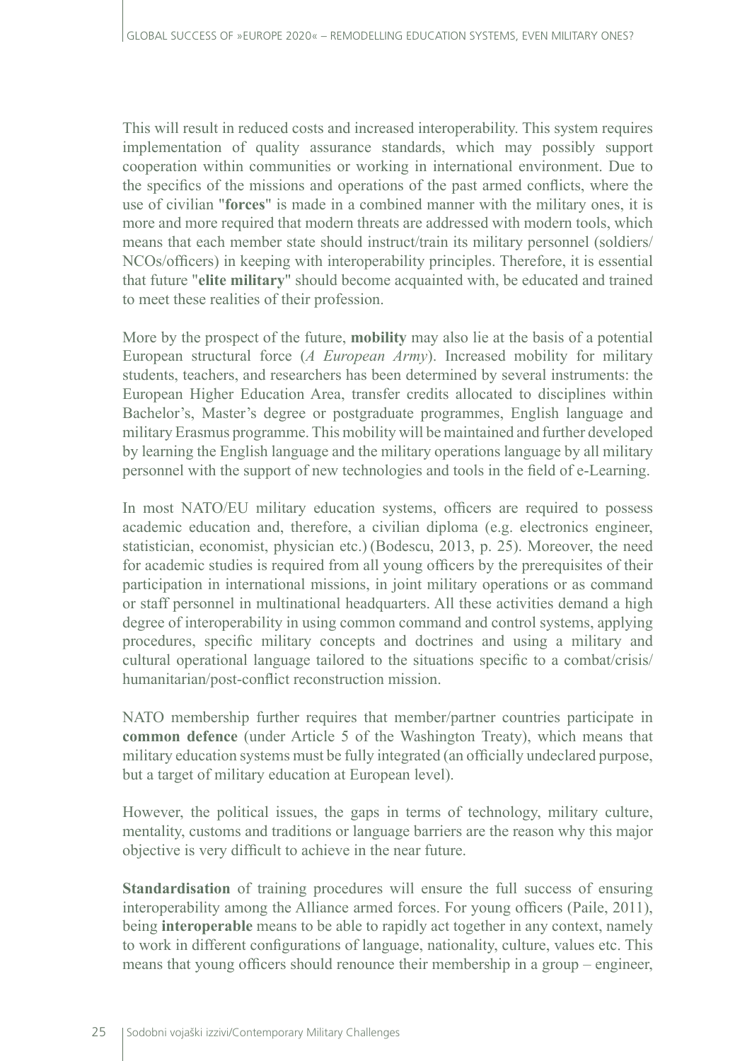This will result in reduced costs and increased interoperability. This system requires implementation of quality assurance standards, which may possibly support cooperation within communities or working in international environment. Due to the specifics of the missions and operations of the past armed conflicts, where the use of civilian "**forces**" is made in a combined manner with the military ones, it is more and more required that modern threats are addressed with modern tools, which means that each member state should instruct/train its military personnel (soldiers/ NCOs/officers) in keeping with interoperability principles. Therefore, it is essential that future "**elite military**" should become acquainted with, be educated and trained to meet these realities of their profession.

More by the prospect of the future, **mobility** may also lie at the basis of a potential European structural force (*A European Army*). Increased mobility for military students, teachers, and researchers has been determined by several instruments: the European Higher Education Area, transfer credits allocated to disciplines within Bachelor's, Master's degree or postgraduate programmes, English language and military Erasmus programme. This mobility will be maintained and further developed by learning the English language and the military operations language by all military personnel with the support of new technologies and tools in the field of e-Learning.

In most NATO/EU military education systems, officers are required to possess academic education and, therefore, a civilian diploma (e.g. electronics engineer, statistician, economist, physician etc.) (Bodescu, 2013, p. 25). Moreover, the need for academic studies is required from all young officers by the prerequisites of their participation in international missions, in joint military operations or as command or staff personnel in multinational headquarters. All these activities demand a high degree of interoperability in using common command and control systems, applying procedures, specific military concepts and doctrines and using a military and cultural operational language tailored to the situations specific to a combat/crisis/ humanitarian/post-conflict reconstruction mission.

NATO membership further requires that member/partner countries participate in **common defence** (under Article 5 of the Washington Treaty), which means that military education systems must be fully integrated (an officially undeclared purpose, but a target of military education at European level).

However, the political issues, the gaps in terms of technology, military culture, mentality, customs and traditions or language barriers are the reason why this major objective is very difficult to achieve in the near future.

**Standardisation** of training procedures will ensure the full success of ensuring interoperability among the Alliance armed forces. For young officers (Paile, 2011), being **interoperable** means to be able to rapidly act together in any context, namely to work in different configurations of language, nationality, culture, values etc. This means that young officers should renounce their membership in a group – engineer,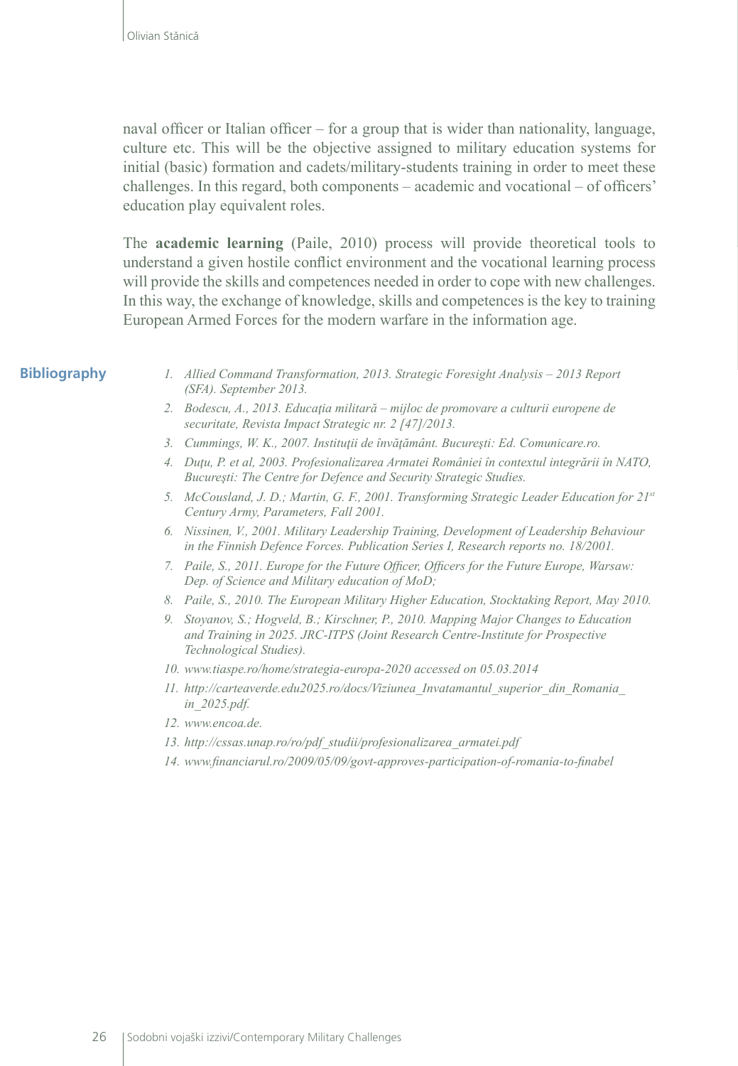naval officer or Italian officer – for a group that is wider than nationality, language, culture etc. This will be the objective assigned to military education systems for initial (basic) formation and cadets/military-students training in order to meet these challenges. In this regard, both components – academic and vocational – of officers' education play equivalent roles.

The **academic learning** (Paile, 2010) process will provide theoretical tools to understand a given hostile conflict environment and the vocational learning process will provide the skills and competences needed in order to cope with new challenges. In this way, the exchange of knowledge, skills and competences is the key to training European Armed Forces for the modern warfare in the information age.

## Bibliography

1. *Allied Command Transformation, 2013. Strategic Foresight Analysis – 2013 Report (SFA). September 2013.*
2. *Bodescu, A., 2013. Educaţia militară – mijloc de promovare a culturii europene de securitate, Revista Impact Strategic nr. 2 [47]/2013.*
3. *Cummings, W. K., 2007. Instituţii de învăţământ. Bucureşti: Ed. Comunicare.ro.*
4. *Duţu, P. et al, 2003. Profesionalizarea Armatei României în contextul integrării în NATO, Bucureşti: The Centre for Defence and Security Strategic Studies.*
5. *McCousland, J. D.; Martin, G. F., 2001. Transforming Strategic Leader Education for 21st Century Army, Parameters, Fall 2001.*
6. *Nissinen, V., 2001. Military Leadership Training, Development of Leadership Behaviour in the Finnish Defence Forces. Publication Series I, Research reports no. 18/2001.*
7. *Paile, S., 2011. Europe for the Future Officer, Officers for the Future Europe, Warsaw: Dep. of Science and Military education of MoD;*
8. *Paile, S., 2010. The European Military Higher Education, Stocktaking Report, May 2010.*
9. *Stoyanov, S.; Hogveld, B.; Kirschner, P., 2010. Mapping Major Changes to Education and Training in 2025. JRC-ITPS (Joint Research Centre-Institute for Prospective Technological Studies).*
10. *www.tiaspe.ro/home/strategia-europa-2020 accessed on 05.03.2014*
11. *http://carteaverde.edu2025.ro/docs/Viziunea_Invatamantul_superior_din_Romania_in_2025.pdf.*
12. *www.encoa.de.*
13. *http://cssas.unap.ro/ro/pdf_studii/profesionalizarea_armatei.pdf*
14. *www.financiarul.ro/2009/05/09/govt-approves-participation-of-romania-to-finabel*